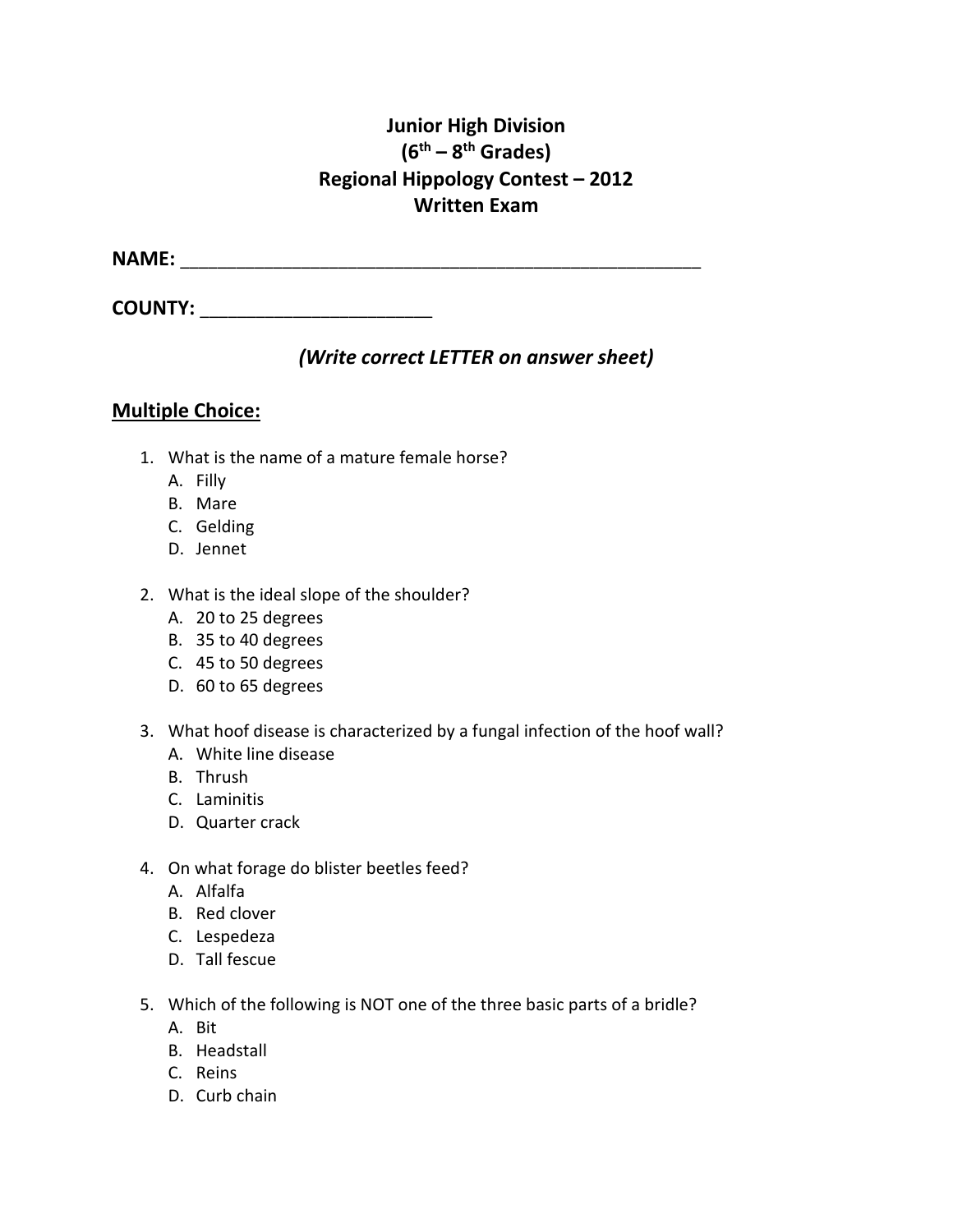# Junior High Division
# (6th – 8th Grades)
# Regional Hippology Contest – 2012
# Written Exam

**NAME:** ____________________________________________________

**COUNTY:** ______________________

***(Write correct LETTER on answer sheet)***

## Multiple Choice:

1. What is the name of a mature female horse?
   A. Filly
   B. Mare
   C. Gelding
   D. Jennet

2. What is the ideal slope of the shoulder?
   A. 20 to 25 degrees
   B. 35 to 40 degrees
   C. 45 to 50 degrees
   D. 60 to 65 degrees

3. What hoof disease is characterized by a fungal infection of the hoof wall?
   A. White line disease
   B. Thrush
   C. Laminitis
   D. Quarter crack

4. On what forage do blister beetles feed?
   A. Alfalfa
   B. Red clover
   C. Lespedeza
   D. Tall fescue

5. Which of the following is NOT one of the three basic parts of a bridle?
   A. Bit
   B. Headstall
   C. Reins
   D. Curb chain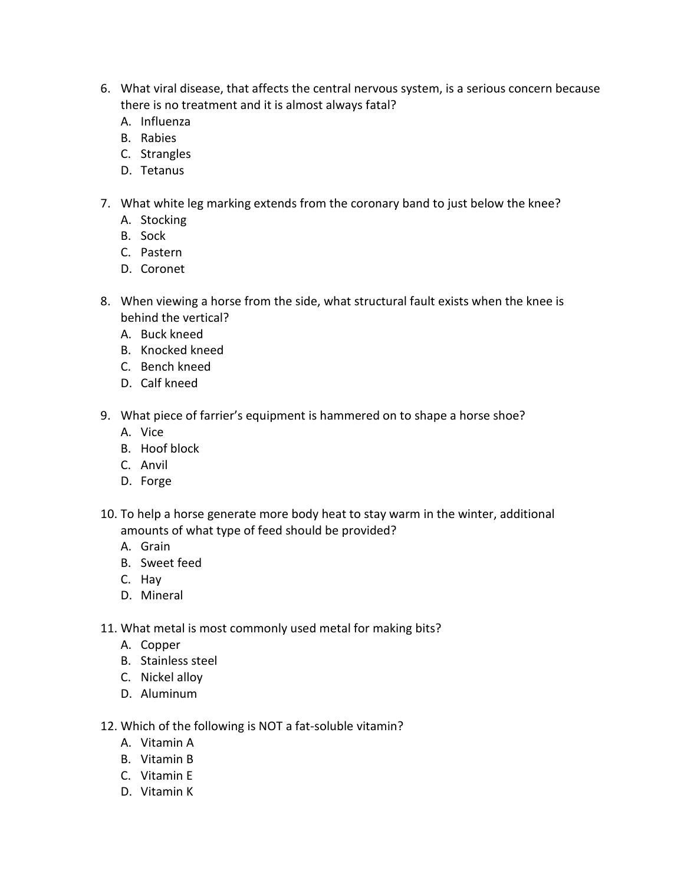6. What viral disease, that affects the central nervous system, is a serious concern because there is no treatment and it is almost always fatal?
   A. Influenza
   B. Rabies
   C. Strangles
   D. Tetanus

7. What white leg marking extends from the coronary band to just below the knee?
   A. Stocking
   B. Sock
   C. Pastern
   D. Coronet

8. When viewing a horse from the side, what structural fault exists when the knee is behind the vertical?
   A. Buck kneed
   B. Knocked kneed
   C. Bench kneed
   D. Calf kneed

9. What piece of farrier's equipment is hammered on to shape a horse shoe?
   A. Vice
   B. Hoof block
   C. Anvil
   D. Forge

10. To help a horse generate more body heat to stay warm in the winter, additional amounts of what type of feed should be provided?
    A. Grain
    B. Sweet feed
    C. Hay
    D. Mineral

11. What metal is most commonly used metal for making bits?
    A. Copper
    B. Stainless steel
    C. Nickel alloy
    D. Aluminum

12. Which of the following is NOT a fat-soluble vitamin?
    A. Vitamin A
    B. Vitamin B
    C. Vitamin E
    D. Vitamin K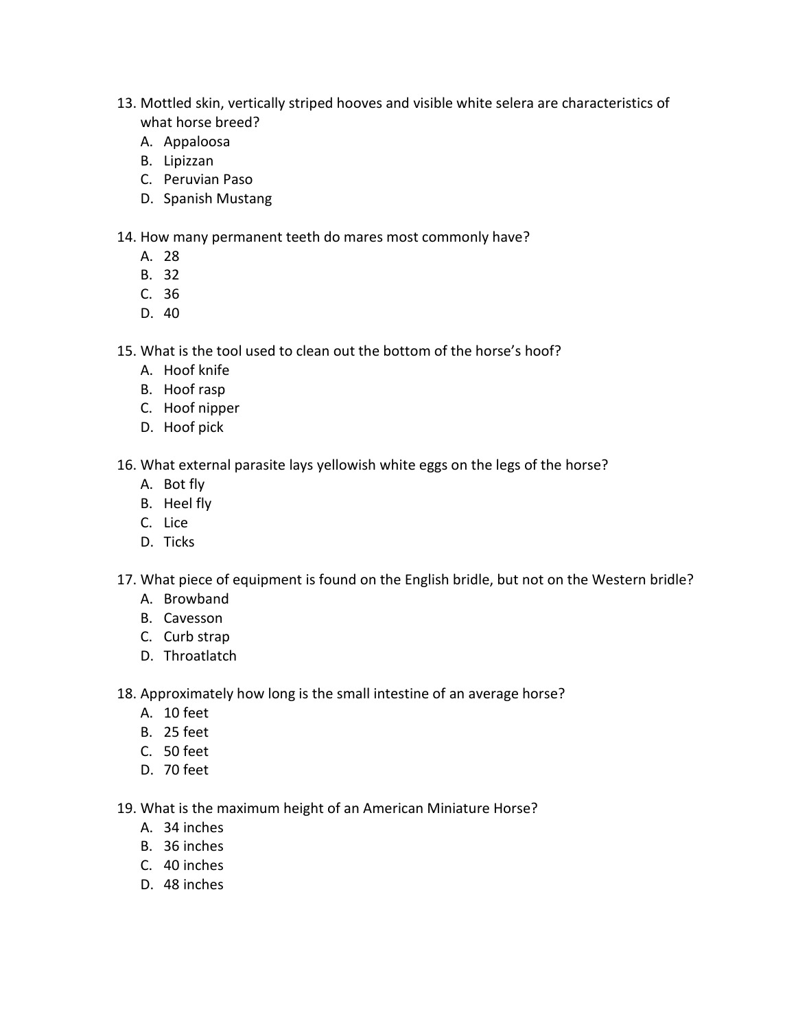13. Mottled skin, vertically striped hooves and visible white selera are characteristics of what horse breed?
    A. Appaloosa
    B. Lipizzan
    C. Peruvian Paso
    D. Spanish Mustang

14. How many permanent teeth do mares most commonly have?
    A. 28
    B. 32
    C. 36
    D. 40

15. What is the tool used to clean out the bottom of the horse's hoof?
    A. Hoof knife
    B. Hoof rasp
    C. Hoof nipper
    D. Hoof pick

16. What external parasite lays yellowish white eggs on the legs of the horse?
    A. Bot fly
    B. Heel fly
    C. Lice
    D. Ticks

17. What piece of equipment is found on the English bridle, but not on the Western bridle?
    A. Browband
    B. Cavesson
    C. Curb strap
    D. Throatlatch

18. Approximately how long is the small intestine of an average horse?
    A. 10 feet
    B. 25 feet
    C. 50 feet
    D. 70 feet

19. What is the maximum height of an American Miniature Horse?
    A. 34 inches
    B. 36 inches
    C. 40 inches
    D. 48 inches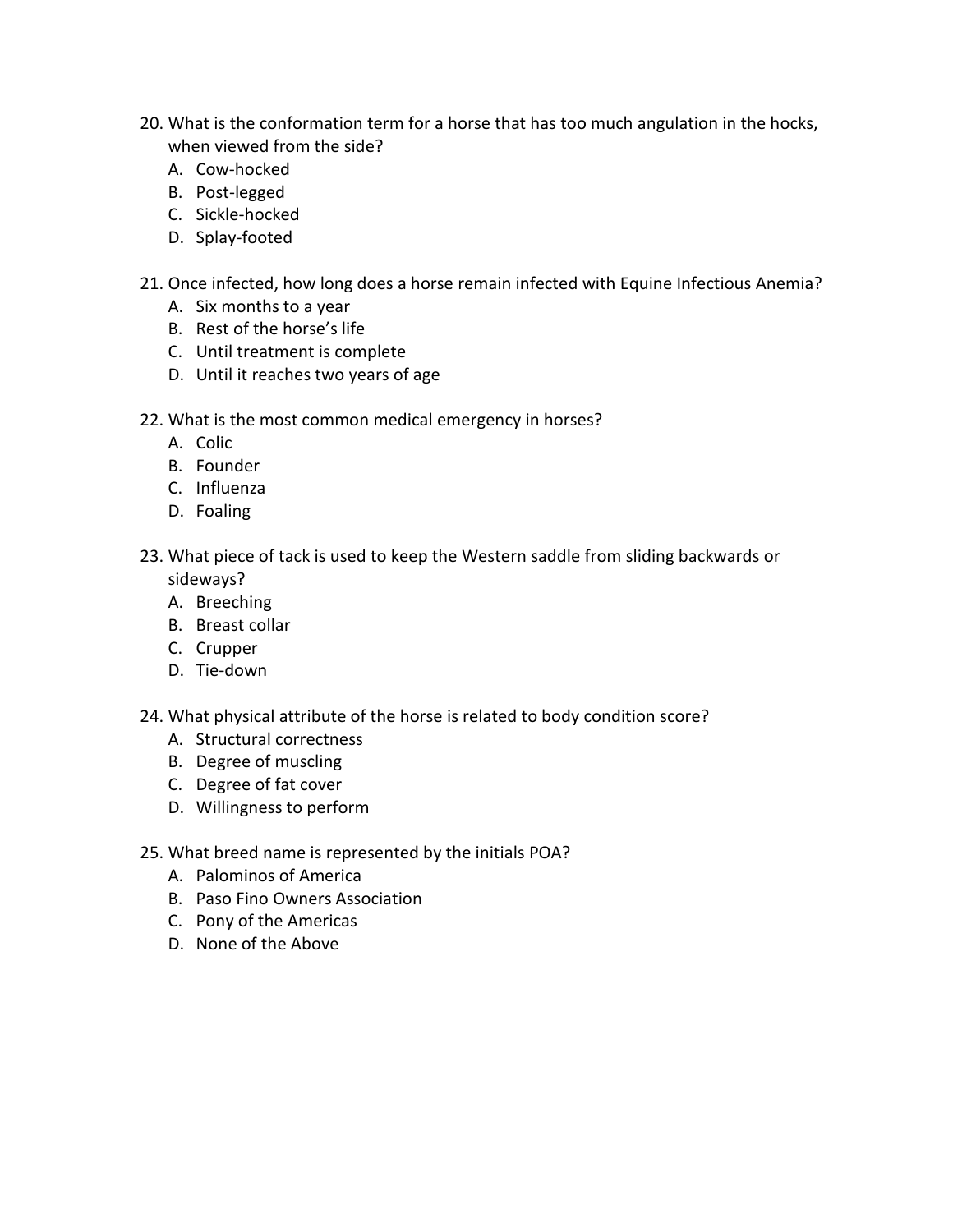20. What is the conformation term for a horse that has too much angulation in the hocks, when viewed from the side?
    A. Cow-hocked
    B. Post-legged
    C. Sickle-hocked
    D. Splay-footed

21. Once infected, how long does a horse remain infected with Equine Infectious Anemia?
    A. Six months to a year
    B. Rest of the horse's life
    C. Until treatment is complete
    D. Until it reaches two years of age

22. What is the most common medical emergency in horses?
    A. Colic
    B. Founder
    C. Influenza
    D. Foaling

23. What piece of tack is used to keep the Western saddle from sliding backwards or sideways?
    A. Breeching
    B. Breast collar
    C. Crupper
    D. Tie-down

24. What physical attribute of the horse is related to body condition score?
    A. Structural correctness
    B. Degree of muscling
    C. Degree of fat cover
    D. Willingness to perform

25. What breed name is represented by the initials POA?
    A. Palominos of America
    B. Paso Fino Owners Association
    C. Pony of the Americas
    D. None of the Above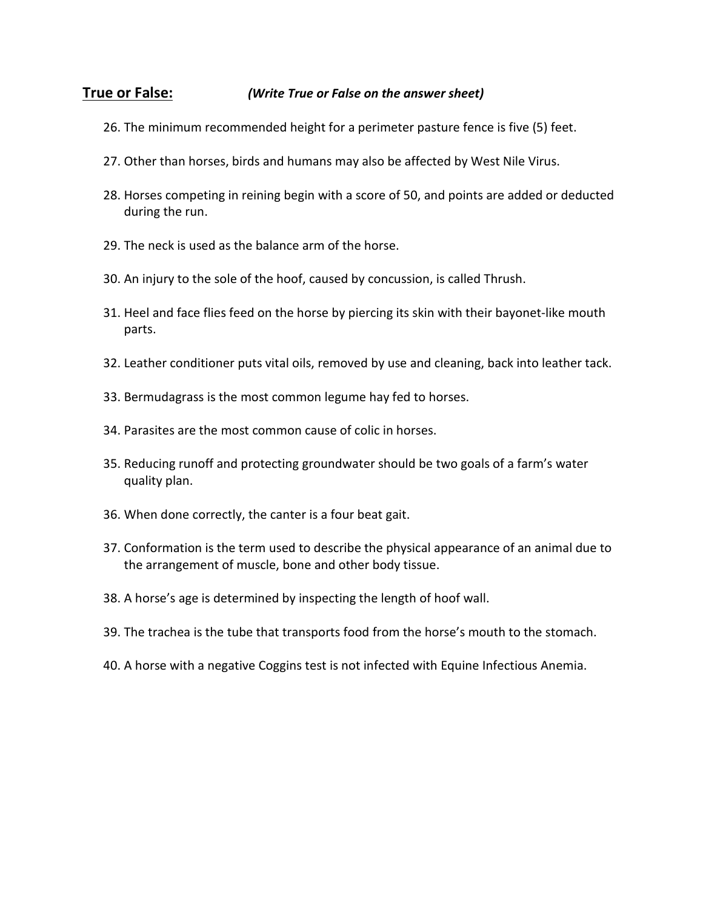**True or False:** *(Write True or False on the answer sheet)*

26. The minimum recommended height for a perimeter pasture fence is five (5) feet.
27. Other than horses, birds and humans may also be affected by West Nile Virus.
28. Horses competing in reining begin with a score of 50, and points are added or deducted during the run.
29. The neck is used as the balance arm of the horse.
30. An injury to the sole of the hoof, caused by concussion, is called Thrush.
31. Heel and face flies feed on the horse by piercing its skin with their bayonet-like mouth parts.
32. Leather conditioner puts vital oils, removed by use and cleaning, back into leather tack.
33. Bermudagrass is the most common legume hay fed to horses.
34. Parasites are the most common cause of colic in horses.
35. Reducing runoff and protecting groundwater should be two goals of a farm's water quality plan.
36. When done correctly, the canter is a four beat gait.
37. Conformation is the term used to describe the physical appearance of an animal due to the arrangement of muscle, bone and other body tissue.
38. A horse's age is determined by inspecting the length of hoof wall.
39. The trachea is the tube that transports food from the horse's mouth to the stomach.
40. A horse with a negative Coggins test is not infected with Equine Infectious Anemia.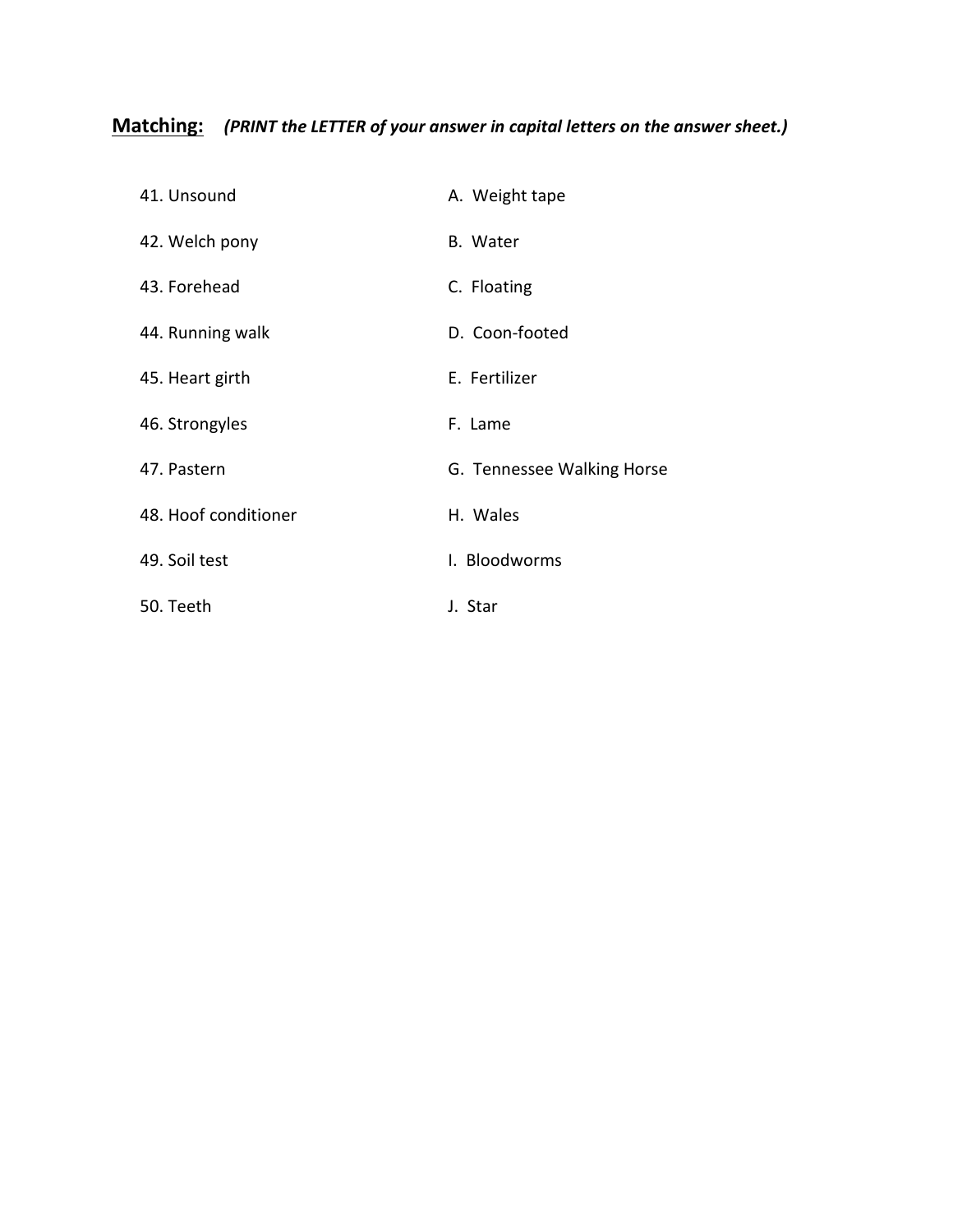**Matching:** ***(PRINT the LETTER of your answer in capital letters on the answer sheet.)***

| | |
|---|---|
| 41. Unsound | A. Weight tape |
| 42. Welch pony | B. Water |
| 43. Forehead | C. Floating |
| 44. Running walk | D. Coon-footed |
| 45. Heart girth | E. Fertilizer |
| 46. Strongyles | F. Lame |
| 47. Pastern | G. Tennessee Walking Horse |
| 48. Hoof conditioner | H. Wales |
| 49. Soil test | I. Bloodworms |
| 50. Teeth | J. Star |